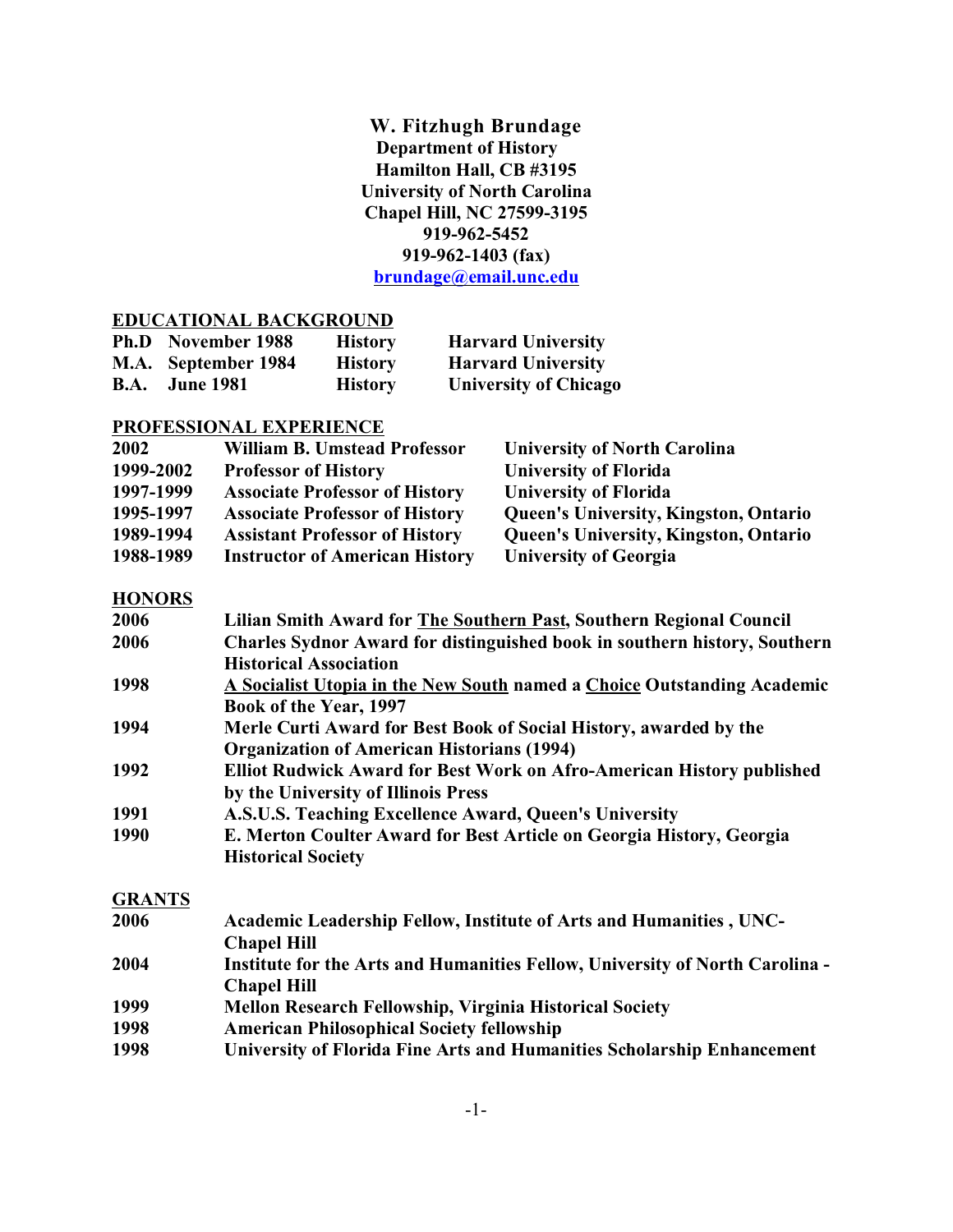**W. Fitzhugh Brundage**
**Department of History**
**Hamilton Hall, CB #3195**
**University of North Carolina**
**Chapel Hill, NC 27599-3195**
**919-962-5452**
**919-962-1403 (fax)**
**brundage@email.unc.edu**

## EDUCATIONAL BACKGROUND

| | | | |
|---|---|---|---|
| **Ph.D** | **November 1988** | **History** | **Harvard University** |
| **M.A.** | **September 1984** | **History** | **Harvard University** |
| **B.A.** | **June 1981** | **History** | **University of Chicago** |

## PROFESSIONAL EXPERIENCE

| | | |
|---|---|---|
| **2002** | **William B. Umstead Professor** | **University of North Carolina** |
| **1999-2002** | **Professor of History** | **University of Florida** |
| **1997-1999** | **Associate Professor of History** | **University of Florida** |
| **1995-1997** | **Associate Professor of History** | **Queen's University, Kingston, Ontario** |
| **1989-1994** | **Assistant Professor of History** | **Queen's University, Kingston, Ontario** |
| **1988-1989** | **Instructor of American History** | **University of Georgia** |

## HONORS

| | |
|---|---|
| **2006** | **Lilian Smith Award for The Southern Past, Southern Regional Council** |
| **2006** | **Charles Sydnor Award for distinguished book in southern history, Southern Historical Association** |
| **1998** | **A Socialist Utopia in the New South named a Choice Outstanding Academic Book of the Year, 1997** |
| **1994** | **Merle Curti Award for Best Book of Social History, awarded by the Organization of American Historians (1994)** |
| **1992** | **Elliot Rudwick Award for Best Work on Afro-American History published by the University of Illinois Press** |
| **1991** | **A.S.U.S. Teaching Excellence Award, Queen's University** |
| **1990** | **E. Merton Coulter Award for Best Article on Georgia History, Georgia Historical Society** |

## GRANTS

| | |
|---|---|
| **2006** | **Academic Leadership Fellow, Institute of Arts and Humanities , UNC-Chapel Hill** |
| **2004** | **Institute for the Arts and Humanities Fellow, University of North Carolina - Chapel Hill** |
| **1999** | **Mellon Research Fellowship, Virginia Historical Society** |
| **1998** | **American Philosophical Society fellowship** |
| **1998** | **University of Florida Fine Arts and Humanities Scholarship Enhancement** |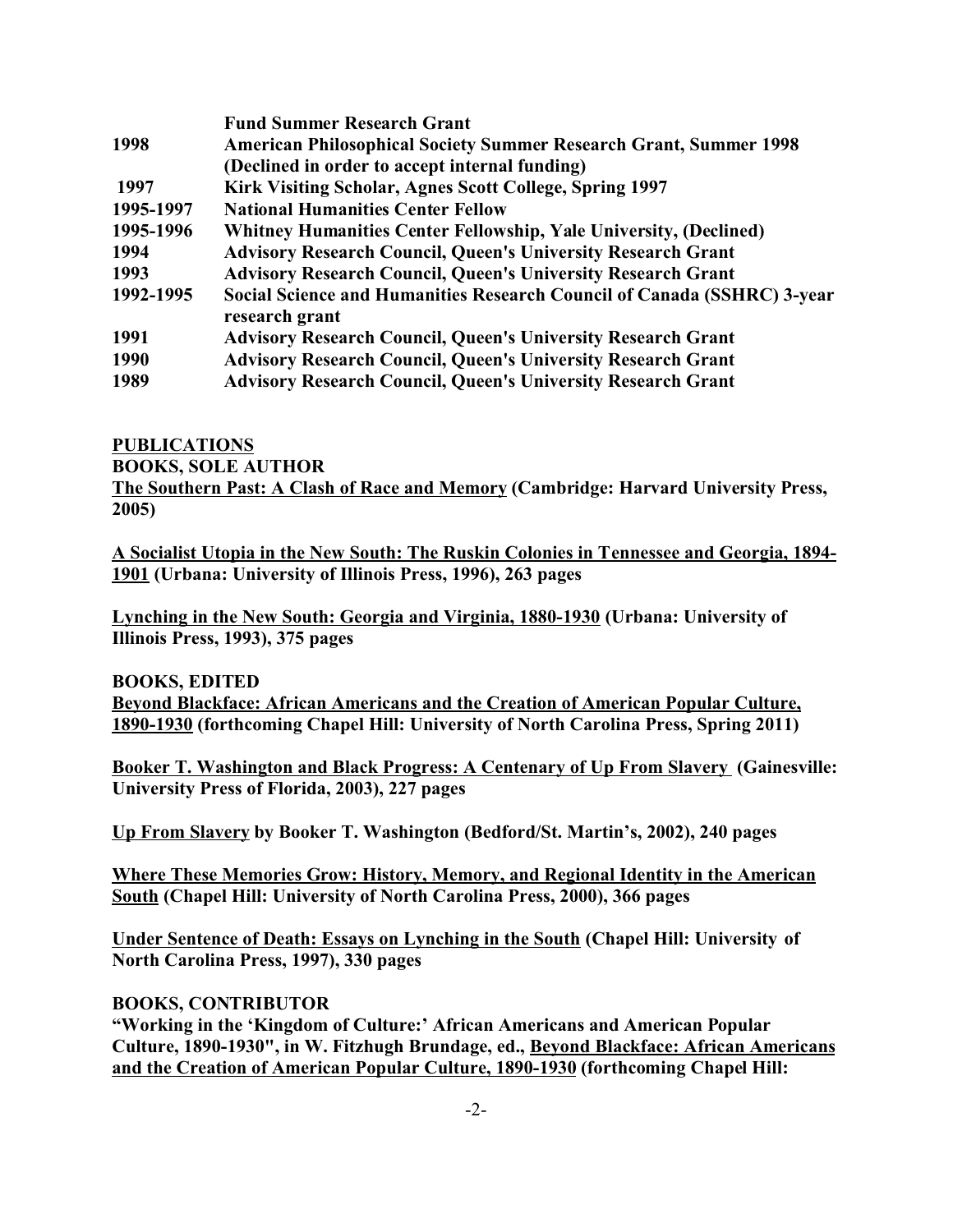| | |
|---|---|
| | **Fund Summer Research Grant** |
| **1998** | **American Philosophical Society Summer Research Grant, Summer 1998 (Declined in order to accept internal funding)** |
| **1997** | **Kirk Visiting Scholar, Agnes Scott College, Spring 1997** |
| **1995-1997** | **National Humanities Center Fellow** |
| **1995-1996** | **Whitney Humanities Center Fellowship, Yale University, (Declined)** |
| **1994** | **Advisory Research Council, Queen's University Research Grant** |
| **1993** | **Advisory Research Council, Queen's University Research Grant** |
| **1992-1995** | **Social Science and Humanities Research Council of Canada (SSHRC) 3-year research grant** |
| **1991** | **Advisory Research Council, Queen's University Research Grant** |
| **1990** | **Advisory Research Council, Queen's University Research Grant** |
| **1989** | **Advisory Research Council, Queen's University Research Grant** |

## PUBLICATIONS

### BOOKS, SOLE AUTHOR

**The Southern Past: A Clash of Race and Memory (Cambridge: Harvard University Press, 2005)**

**A Socialist Utopia in the New South: The Ruskin Colonies in Tennessee and Georgia, 1894-1901 (Urbana: University of Illinois Press, 1996), 263 pages**

**Lynching in the New South: Georgia and Virginia, 1880-1930 (Urbana: University of Illinois Press, 1993), 375 pages**

### BOOKS, EDITED

**Beyond Blackface: African Americans and the Creation of American Popular Culture, 1890-1930 (forthcoming Chapel Hill: University of North Carolina Press, Spring 2011)**

**Booker T. Washington and Black Progress: A Centenary of Up From Slavery (Gainesville: University Press of Florida, 2003), 227 pages**

**Up From Slavery by Booker T. Washington (Bedford/St. Martin's, 2002), 240 pages**

**Where These Memories Grow: History, Memory, and Regional Identity in the American South (Chapel Hill: University of North Carolina Press, 2000), 366 pages**

**Under Sentence of Death: Essays on Lynching in the South (Chapel Hill: University of North Carolina Press, 1997), 330 pages**

### BOOKS, CONTRIBUTOR

**"Working in the 'Kingdom of Culture:' African Americans and American Popular Culture, 1890-1930", in W. Fitzhugh Brundage, ed., Beyond Blackface: African Americans and the Creation of American Popular Culture, 1890-1930 (forthcoming Chapel Hill:**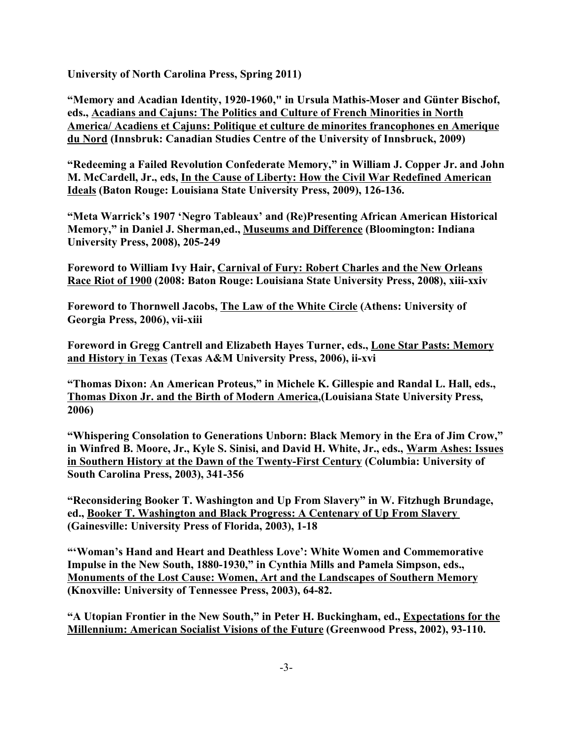**University of North Carolina Press, Spring 2011)**

**"Memory and Acadian Identity, 1920-1960," in Ursula Mathis-Moser and Günter Bischof, eds., <u>Acadians and Cajuns: The Politics and Culture of French Minorities in North America/ Acadiens et Cajuns: Politique et culture de minorites francophones en Amerique du Nord</u> (Innsbruk: Canadian Studies Centre of the University of Innsbruck, 2009)**

**"Redeeming a Failed Revolution Confederate Memory," in William J. Copper Jr. and John M. McCardell, Jr., eds, <u>In the Cause of Liberty: How the Civil War Redefined American Ideals</u> (Baton Rouge: Louisiana State University Press, 2009), 126-136.**

**"Meta Warrick's 1907 'Negro Tableaux' and (Re)Presenting African American Historical Memory," in Daniel J. Sherman,ed., <u>Museums and Difference</u> (Bloomington: Indiana University Press, 2008), 205-249**

**Foreword to William Ivy Hair, <u>Carnival of Fury: Robert Charles and the New Orleans Race Riot of 1900</u> (2008: Baton Rouge: Louisiana State University Press, 2008), xiii-xxiv**

**Foreword to Thornwell Jacobs, <u>The Law of the White Circle</u> (Athens: University of Georgia Press, 2006), vii-xiii**

**Foreword in Gregg Cantrell and Elizabeth Hayes Turner, eds., <u>Lone Star Pasts: Memory and History in Texas</u> (Texas A&M University Press, 2006), ii-xvi**

**"Thomas Dixon: An American Proteus," in Michele K. Gillespie and Randal L. Hall, eds., <u>Thomas Dixon Jr. and the Birth of Modern America</u>,(Louisiana State University Press, 2006)**

**"Whispering Consolation to Generations Unborn: Black Memory in the Era of Jim Crow," in Winfred B. Moore, Jr., Kyle S. Sinisi, and David H. White, Jr., eds., <u>Warm Ashes: Issues in Southern History at the Dawn of the Twenty-First Century</u> (Columbia: University of South Carolina Press, 2003), 341-356**

**"Reconsidering Booker T. Washington and Up From Slavery" in W. Fitzhugh Brundage, ed., <u>Booker T. Washington and Black Progress: A Centenary of Up From Slavery</u> (Gainesville: University Press of Florida, 2003), 1-18**

**"'Woman's Hand and Heart and Deathless Love': White Women and Commemorative Impulse in the New South, 1880-1930," in Cynthia Mills and Pamela Simpson, eds., <u>Monuments of the Lost Cause: Women, Art and the Landscapes of Southern Memory</u> (Knoxville: University of Tennessee Press, 2003), 64-82.**

**"A Utopian Frontier in the New South," in Peter H. Buckingham, ed., <u>Expectations for the Millennium: American Socialist Visions of the Future</u> (Greenwood Press, 2002), 93-110.**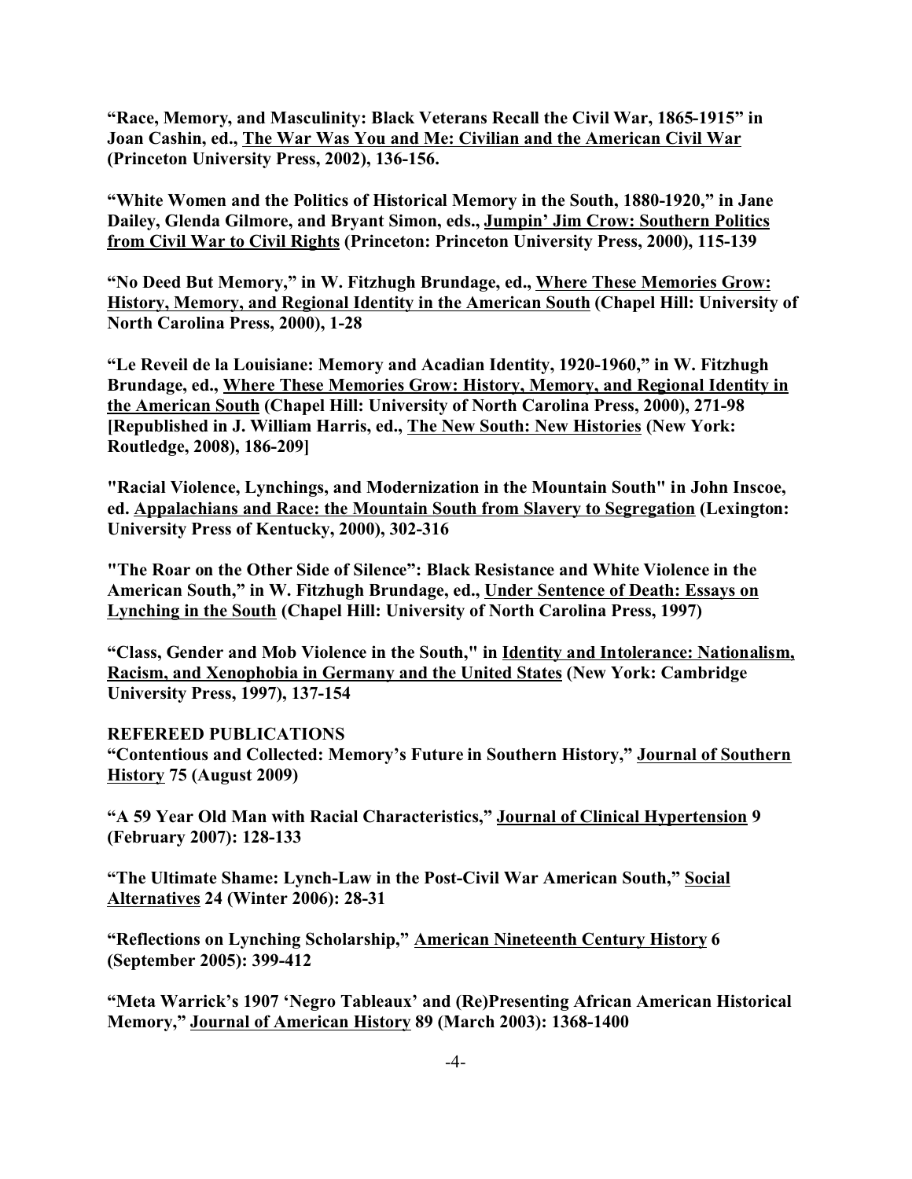**"Race, Memory, and Masculinity: Black Veterans Recall the Civil War, 1865-1915" in Joan Cashin, ed., The War Was You and Me: Civilian and the American Civil War (Princeton University Press, 2002), 136-156.**

**"White Women and the Politics of Historical Memory in the South, 1880-1920," in Jane Dailey, Glenda Gilmore, and Bryant Simon, eds., Jumpin' Jim Crow: Southern Politics from Civil War to Civil Rights (Princeton: Princeton University Press, 2000), 115-139**

**"No Deed But Memory," in W. Fitzhugh Brundage, ed., Where These Memories Grow: History, Memory, and Regional Identity in the American South (Chapel Hill: University of North Carolina Press, 2000), 1-28**

**"Le Reveil de la Louisiane: Memory and Acadian Identity, 1920-1960," in W. Fitzhugh Brundage, ed., Where These Memories Grow: History, Memory, and Regional Identity in the American South (Chapel Hill: University of North Carolina Press, 2000), 271-98 [Republished in J. William Harris, ed., The New South: New Histories (New York: Routledge, 2008), 186-209]**

**"Racial Violence, Lynchings, and Modernization in the Mountain South" in John Inscoe, ed. Appalachians and Race: the Mountain South from Slavery to Segregation (Lexington: University Press of Kentucky, 2000), 302-316**

**"The Roar on the Other Side of Silence": Black Resistance and White Violence in the American South," in W. Fitzhugh Brundage, ed., Under Sentence of Death: Essays on Lynching in the South (Chapel Hill: University of North Carolina Press, 1997)**

**"Class, Gender and Mob Violence in the South," in Identity and Intolerance: Nationalism, Racism, and Xenophobia in Germany and the United States (New York: Cambridge University Press, 1997), 137-154**

**REFEREED PUBLICATIONS**

**"Contentious and Collected: Memory's Future in Southern History," Journal of Southern History 75 (August 2009)**

**"A 59 Year Old Man with Racial Characteristics," Journal of Clinical Hypertension 9 (February 2007): 128-133**

**"The Ultimate Shame: Lynch-Law in the Post-Civil War American South," Social Alternatives 24 (Winter 2006): 28-31**

**"Reflections on Lynching Scholarship," American Nineteenth Century History 6 (September 2005): 399-412**

**"Meta Warrick's 1907 'Negro Tableaux' and (Re)Presenting African American Historical Memory," Journal of American History 89 (March 2003): 1368-1400**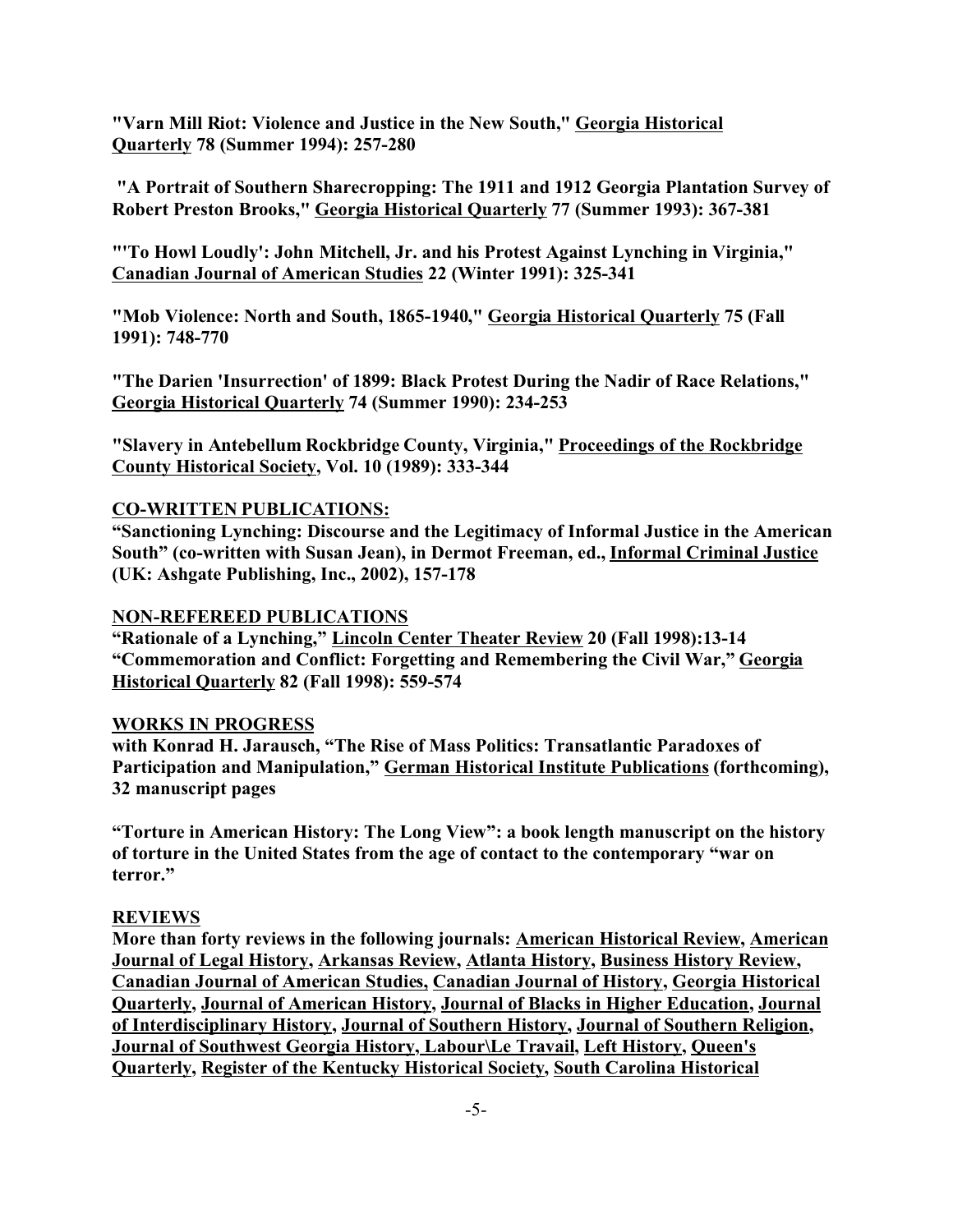**"Varn Mill Riot: Violence and Justice in the New South," Georgia Historical Quarterly 78 (Summer 1994): 257-280**

**"A Portrait of Southern Sharecropping: The 1911 and 1912 Georgia Plantation Survey of Robert Preston Brooks," Georgia Historical Quarterly 77 (Summer 1993): 367-381**

**"'To Howl Loudly': John Mitchell, Jr. and his Protest Against Lynching in Virginia," Canadian Journal of American Studies 22 (Winter 1991): 325-341**

**"Mob Violence: North and South, 1865-1940," Georgia Historical Quarterly 75 (Fall 1991): 748-770**

**"The Darien 'Insurrection' of 1899: Black Protest During the Nadir of Race Relations," Georgia Historical Quarterly 74 (Summer 1990): 234-253**

**"Slavery in Antebellum Rockbridge County, Virginia," Proceedings of the Rockbridge County Historical Society, Vol. 10 (1989): 333-344**

**CO-WRITTEN PUBLICATIONS:**

**"Sanctioning Lynching: Discourse and the Legitimacy of Informal Justice in the American South" (co-written with Susan Jean), in Dermot Freeman, ed., Informal Criminal Justice (UK: Ashgate Publishing, Inc., 2002), 157-178**

**NON-REFEREED PUBLICATIONS**

**"Rationale of a Lynching," Lincoln Center Theater Review 20 (Fall 1998):13-14**
**"Commemoration and Conflict: Forgetting and Remembering the Civil War," Georgia Historical Quarterly 82 (Fall 1998): 559-574**

**WORKS IN PROGRESS**

**with Konrad H. Jarausch, "The Rise of Mass Politics: Transatlantic Paradoxes of Participation and Manipulation," German Historical Institute Publications (forthcoming), 32 manuscript pages**

**"Torture in American History: The Long View": a book length manuscript on the history of torture in the United States from the age of contact to the contemporary "war on terror."**

**REVIEWS**

**More than forty reviews in the following journals: American Historical Review, American Journal of Legal History, Arkansas Review, Atlanta History, Business History Review, Canadian Journal of American Studies, Canadian Journal of History, Georgia Historical Quarterly, Journal of American History, Journal of Blacks in Higher Education, Journal of Interdisciplinary History, Journal of Southern History, Journal of Southern Religion, Journal of Southwest Georgia History, Labour\Le Travail, Left History, Queen's Quarterly, Register of the Kentucky Historical Society, South Carolina Historical**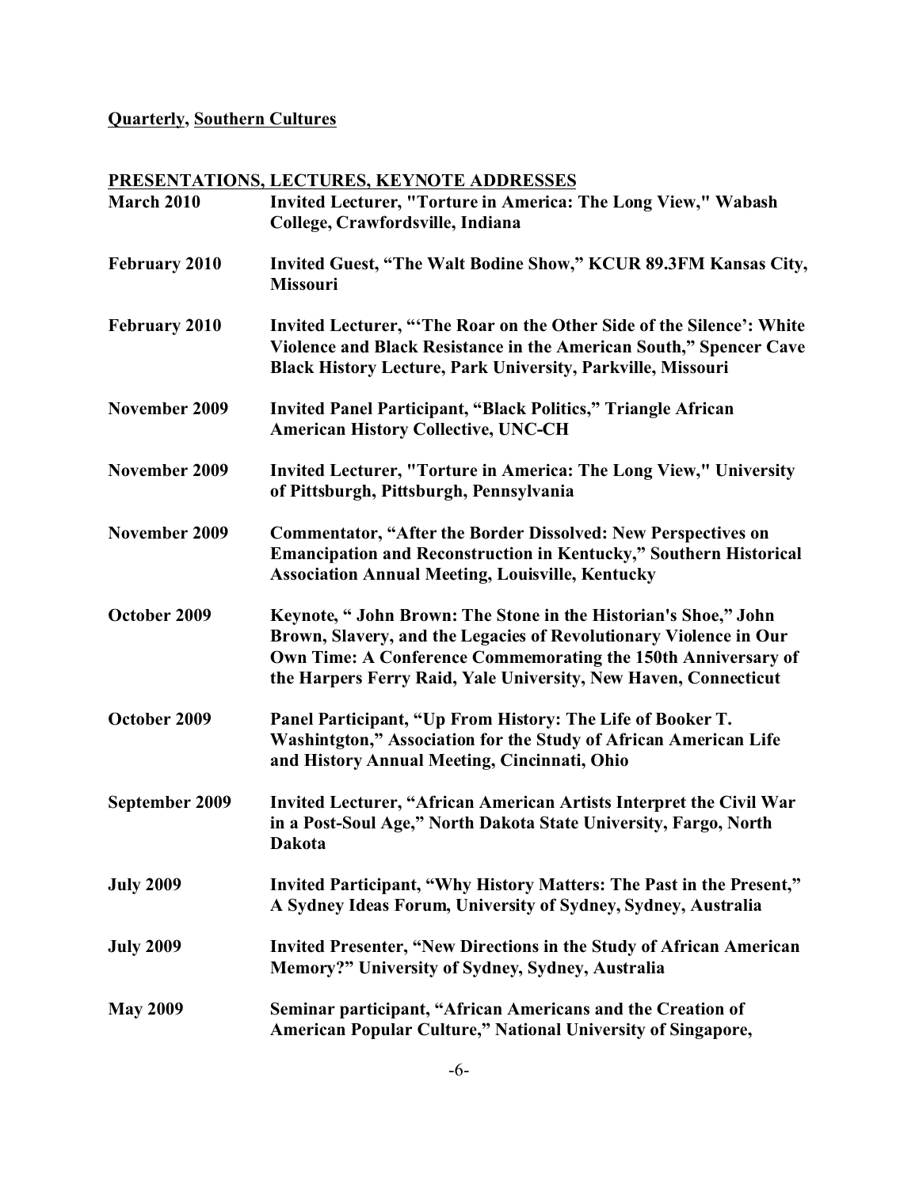**Quarterly, Southern Cultures**

## PRESENTATIONS, LECTURES, KEYNOTE ADDRESSES

**March 2010** — **Invited Lecturer, "Torture in America: The Long View," Wabash College, Crawfordsville, Indiana**

**February 2010** — **Invited Guest, "The Walt Bodine Show," KCUR 89.3FM Kansas City, Missouri**

**February 2010** — **Invited Lecturer, "'The Roar on the Other Side of the Silence': White Violence and Black Resistance in the American South," Spencer Cave Black History Lecture, Park University, Parkville, Missouri**

**November 2009** — **Invited Panel Participant, "Black Politics," Triangle African American History Collective, UNC-CH**

**November 2009** — **Invited Lecturer, "Torture in America: The Long View," University of Pittsburgh, Pittsburgh, Pennsylvania**

**November 2009** — **Commentator, "After the Border Dissolved: New Perspectives on Emancipation and Reconstruction in Kentucky," Southern Historical Association Annual Meeting, Louisville, Kentucky**

**October 2009** — **Keynote, " John Brown: The Stone in the Historian's Shoe," John Brown, Slavery, and the Legacies of Revolutionary Violence in Our Own Time: A Conference Commemorating the 150th Anniversary of the Harpers Ferry Raid, Yale University, New Haven, Connecticut**

**October 2009** — **Panel Participant, "Up From History: The Life of Booker T. Washintgton," Association for the Study of African American Life and History Annual Meeting, Cincinnati, Ohio**

**September 2009** — **Invited Lecturer, "African American Artists Interpret the Civil War in a Post-Soul Age," North Dakota State University, Fargo, North Dakota**

**July 2009** — **Invited Participant, "Why History Matters: The Past in the Present," A Sydney Ideas Forum, University of Sydney, Sydney, Australia**

**July 2009** — **Invited Presenter, "New Directions in the Study of African American Memory?" University of Sydney, Sydney, Australia**

**May 2009** — **Seminar participant, "African Americans and the Creation of American Popular Culture," National University of Singapore,**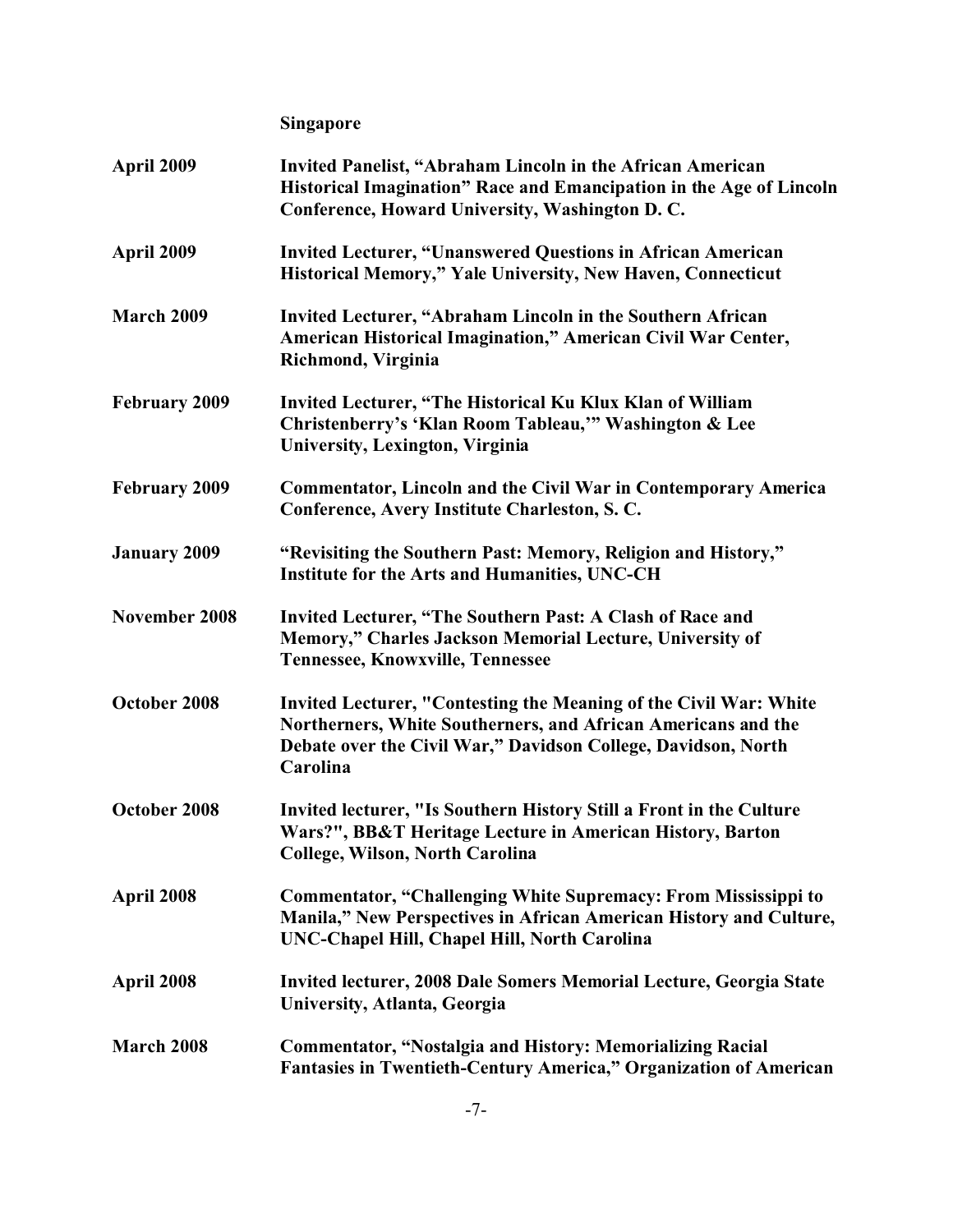**Singapore**

| | |
|---|---|
| **April 2009** | **Invited Panelist, "Abraham Lincoln in the African American Historical Imagination" Race and Emancipation in the Age of Lincoln Conference, Howard University, Washington D. C.** |
| **April 2009** | **Invited Lecturer, "Unanswered Questions in African American Historical Memory," Yale University, New Haven, Connecticut** |
| **March 2009** | **Invited Lecturer, "Abraham Lincoln in the Southern African American Historical Imagination," American Civil War Center, Richmond, Virginia** |
| **February 2009** | **Invited Lecturer, "The Historical Ku Klux Klan of William Christenberry's 'Klan Room Tableau,'" Washington & Lee University, Lexington, Virginia** |
| **February 2009** | **Commentator, Lincoln and the Civil War in Contemporary America Conference, Avery Institute Charleston, S. C.** |
| **January 2009** | **"Revisiting the Southern Past: Memory, Religion and History," Institute for the Arts and Humanities, UNC-CH** |
| **November 2008** | **Invited Lecturer, "The Southern Past: A Clash of Race and Memory," Charles Jackson Memorial Lecture, University of Tennessee, Knowxville, Tennessee** |
| **October 2008** | **Invited Lecturer, "Contesting the Meaning of the Civil War: White Northerners, White Southerners, and African Americans and the Debate over the Civil War," Davidson College, Davidson, North Carolina** |
| **October 2008** | **Invited lecturer, "Is Southern History Still a Front in the Culture Wars?", BB&T Heritage Lecture in American History, Barton College, Wilson, North Carolina** |
| **April 2008** | **Commentator, "Challenging White Supremacy: From Mississippi to Manila," New Perspectives in African American History and Culture, UNC-Chapel Hill, Chapel Hill, North Carolina** |
| **April 2008** | **Invited lecturer, 2008 Dale Somers Memorial Lecture, Georgia State University, Atlanta, Georgia** |
| **March 2008** | **Commentator, "Nostalgia and History: Memorializing Racial Fantasies in Twentieth-Century America," Organization of American** |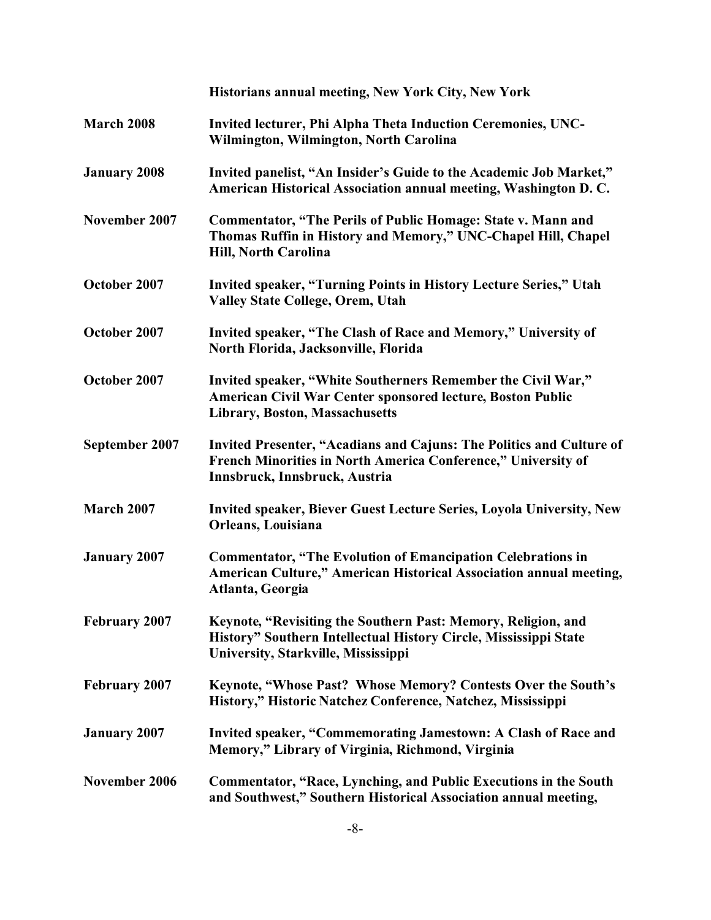**Historians annual meeting, New York City, New York**

| | |
|---|---|
| **March 2008** | **Invited lecturer, Phi Alpha Theta Induction Ceremonies, UNC-Wilmington, Wilmington, North Carolina** |
| **January 2008** | **Invited panelist, "An Insider's Guide to the Academic Job Market," American Historical Association annual meeting, Washington D. C.** |
| **November 2007** | **Commentator, "The Perils of Public Homage: State v. Mann and Thomas Ruffin in History and Memory," UNC-Chapel Hill, Chapel Hill, North Carolina** |
| **October 2007** | **Invited speaker, "Turning Points in History Lecture Series," Utah Valley State College, Orem, Utah** |
| **October 2007** | **Invited speaker, "The Clash of Race and Memory," University of North Florida, Jacksonville, Florida** |
| **October 2007** | **Invited speaker, "White Southerners Remember the Civil War," American Civil War Center sponsored lecture, Boston Public Library, Boston, Massachusetts** |
| **September 2007** | **Invited Presenter, "Acadians and Cajuns: The Politics and Culture of French Minorities in North America Conference," University of Innsbruck, Innsbruck, Austria** |
| **March 2007** | **Invited speaker, Biever Guest Lecture Series, Loyola University, New Orleans, Louisiana** |
| **January 2007** | **Commentator, "The Evolution of Emancipation Celebrations in American Culture," American Historical Association annual meeting, Atlanta, Georgia** |
| **February 2007** | **Keynote, "Revisiting the Southern Past: Memory, Religion, and History" Southern Intellectual History Circle, Mississippi State University, Starkville, Mississippi** |
| **February 2007** | **Keynote, "Whose Past? Whose Memory? Contests Over the South's History," Historic Natchez Conference, Natchez, Mississippi** |
| **January 2007** | **Invited speaker, "Commemorating Jamestown: A Clash of Race and Memory," Library of Virginia, Richmond, Virginia** |
| **November 2006** | **Commentator, "Race, Lynching, and Public Executions in the South and Southwest," Southern Historical Association annual meeting,** |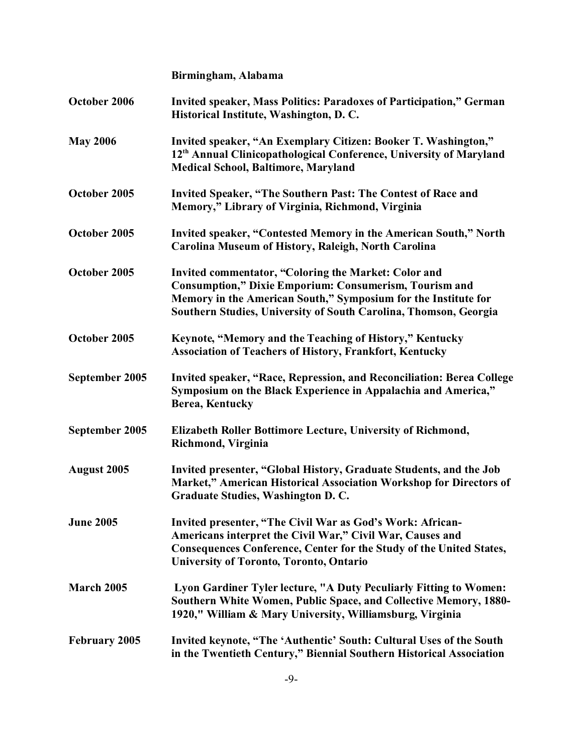**Birmingham, Alabama**

| | |
|---|---|
| **October 2006** | **Invited speaker, Mass Politics: Paradoxes of Participation," German Historical Institute, Washington, D. C.** |
| **May 2006** | **Invited speaker, "An Exemplary Citizen: Booker T. Washington," 12th Annual Clinicopathological Conference, University of Maryland Medical School, Baltimore, Maryland** |
| **October 2005** | **Invited Speaker, "The Southern Past: The Contest of Race and Memory," Library of Virginia, Richmond, Virginia** |
| **October 2005** | **Invited speaker, "Contested Memory in the American South," North Carolina Museum of History, Raleigh, North Carolina** |
| **October 2005** | **Invited commentator, "Coloring the Market: Color and Consumption," Dixie Emporium: Consumerism, Tourism and Memory in the American South," Symposium for the Institute for Southern Studies, University of South Carolina, Thomson, Georgia** |
| **October 2005** | **Keynote, "Memory and the Teaching of History," Kentucky Association of Teachers of History, Frankfort, Kentucky** |
| **September 2005** | **Invited speaker, "Race, Repression, and Reconciliation: Berea College Symposium on the Black Experience in Appalachia and America," Berea, Kentucky** |
| **September 2005** | **Elizabeth Roller Bottimore Lecture, University of Richmond, Richmond, Virginia** |
| **August 2005** | **Invited presenter, "Global History, Graduate Students, and the Job Market," American Historical Association Workshop for Directors of Graduate Studies, Washington D. C.** |
| **June 2005** | **Invited presenter, "The Civil War as God's Work: African-Americans interpret the Civil War," Civil War, Causes and Consequences Conference, Center for the Study of the United States, University of Toronto, Toronto, Ontario** |
| **March 2005** | **Lyon Gardiner Tyler lecture, "A Duty Peculiarly Fitting to Women: Southern White Women, Public Space, and Collective Memory, 1880-1920," William & Mary University, Williamsburg, Virginia** |
| **February 2005** | **Invited keynote, "The 'Authentic' South: Cultural Uses of the South in the Twentieth Century," Biennial Southern Historical Association** |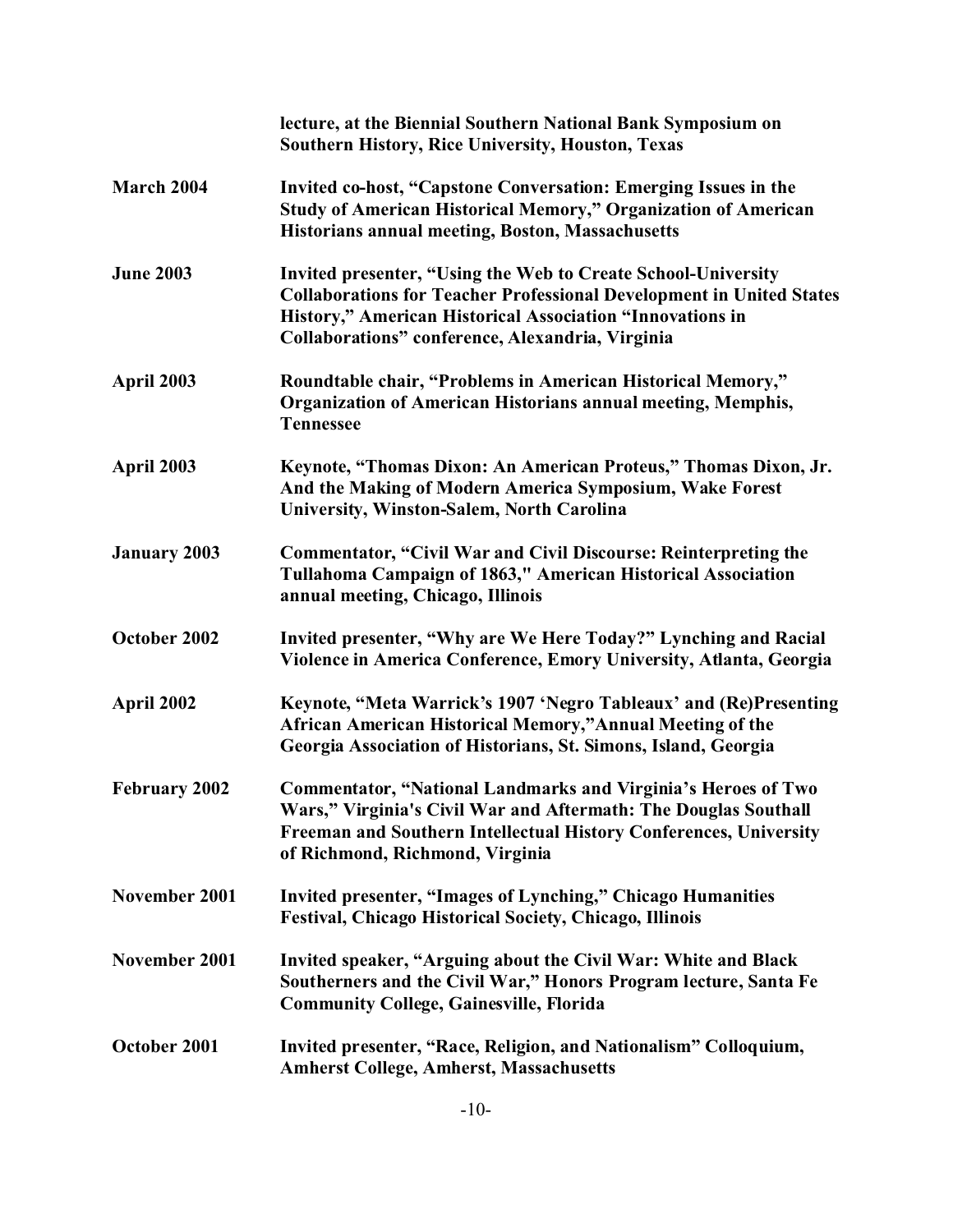| | |
|---|---|
| | **lecture, at the Biennial Southern National Bank Symposium on Southern History, Rice University, Houston, Texas** |
| **March 2004** | **Invited co-host, "Capstone Conversation: Emerging Issues in the Study of American Historical Memory," Organization of American Historians annual meeting, Boston, Massachusetts** |
| **June 2003** | **Invited presenter, "Using the Web to Create School-University Collaborations for Teacher Professional Development in United States History," American Historical Association "Innovations in Collaborations" conference, Alexandria, Virginia** |
| **April 2003** | **Roundtable chair, "Problems in American Historical Memory," Organization of American Historians annual meeting, Memphis, Tennessee** |
| **April 2003** | **Keynote, "Thomas Dixon: An American Proteus," Thomas Dixon, Jr. And the Making of Modern America Symposium, Wake Forest University, Winston-Salem, North Carolina** |
| **January 2003** | **Commentator, "Civil War and Civil Discourse: Reinterpreting the Tullahoma Campaign of 1863," American Historical Association annual meeting, Chicago, Illinois** |
| **October 2002** | **Invited presenter, "Why are We Here Today?" Lynching and Racial Violence in America Conference, Emory University, Atlanta, Georgia** |
| **April 2002** | **Keynote, "Meta Warrick's 1907 'Negro Tableaux' and (Re)Presenting African American Historical Memory,"Annual Meeting of the Georgia Association of Historians, St. Simons, Island, Georgia** |
| **February 2002** | **Commentator, "National Landmarks and Virginia's Heroes of Two Wars," Virginia's Civil War and Aftermath: The Douglas Southall Freeman and Southern Intellectual History Conferences, University of Richmond, Richmond, Virginia** |
| **November 2001** | **Invited presenter, "Images of Lynching," Chicago Humanities Festival, Chicago Historical Society, Chicago, Illinois** |
| **November 2001** | **Invited speaker, "Arguing about the Civil War: White and Black Southerners and the Civil War," Honors Program lecture, Santa Fe Community College, Gainesville, Florida** |
| **October 2001** | **Invited presenter, "Race, Religion, and Nationalism" Colloquium, Amherst College, Amherst, Massachusetts** |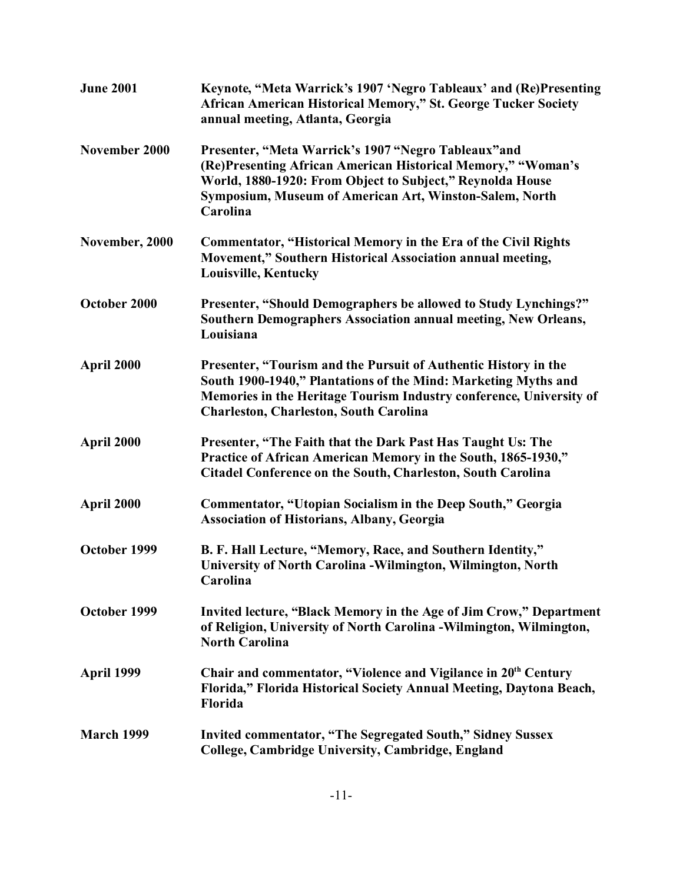**June 2001** **Keynote, "Meta Warrick's 1907 'Negro Tableaux' and (Re)Presenting African American Historical Memory," St. George Tucker Society annual meeting, Atlanta, Georgia**

**November 2000** **Presenter, "Meta Warrick's 1907 "Negro Tableaux"and (Re)Presenting African American Historical Memory," "Woman's World, 1880-1920: From Object to Subject," Reynolda House Symposium, Museum of American Art, Winston-Salem, North Carolina**

**November, 2000** **Commentator, "Historical Memory in the Era of the Civil Rights Movement," Southern Historical Association annual meeting, Louisville, Kentucky**

**October 2000** **Presenter, "Should Demographers be allowed to Study Lynchings?" Southern Demographers Association annual meeting, New Orleans, Louisiana**

**April 2000** **Presenter, "Tourism and the Pursuit of Authentic History in the South 1900-1940," Plantations of the Mind: Marketing Myths and Memories in the Heritage Tourism Industry conference, University of Charleston, Charleston, South Carolina**

**April 2000** **Presenter, "The Faith that the Dark Past Has Taught Us: The Practice of African American Memory in the South, 1865-1930," Citadel Conference on the South, Charleston, South Carolina**

**April 2000** **Commentator, "Utopian Socialism in the Deep South," Georgia Association of Historians, Albany, Georgia**

**October 1999** **B. F. Hall Lecture, "Memory, Race, and Southern Identity," University of North Carolina -Wilmington, Wilmington, North Carolina**

**October 1999** **Invited lecture, "Black Memory in the Age of Jim Crow," Department of Religion, University of North Carolina -Wilmington, Wilmington, North Carolina**

**April 1999** **Chair and commentator, "Violence and Vigilance in 20th Century Florida," Florida Historical Society Annual Meeting, Daytona Beach, Florida**

**March 1999** **Invited commentator, "The Segregated South," Sidney Sussex College, Cambridge University, Cambridge, England**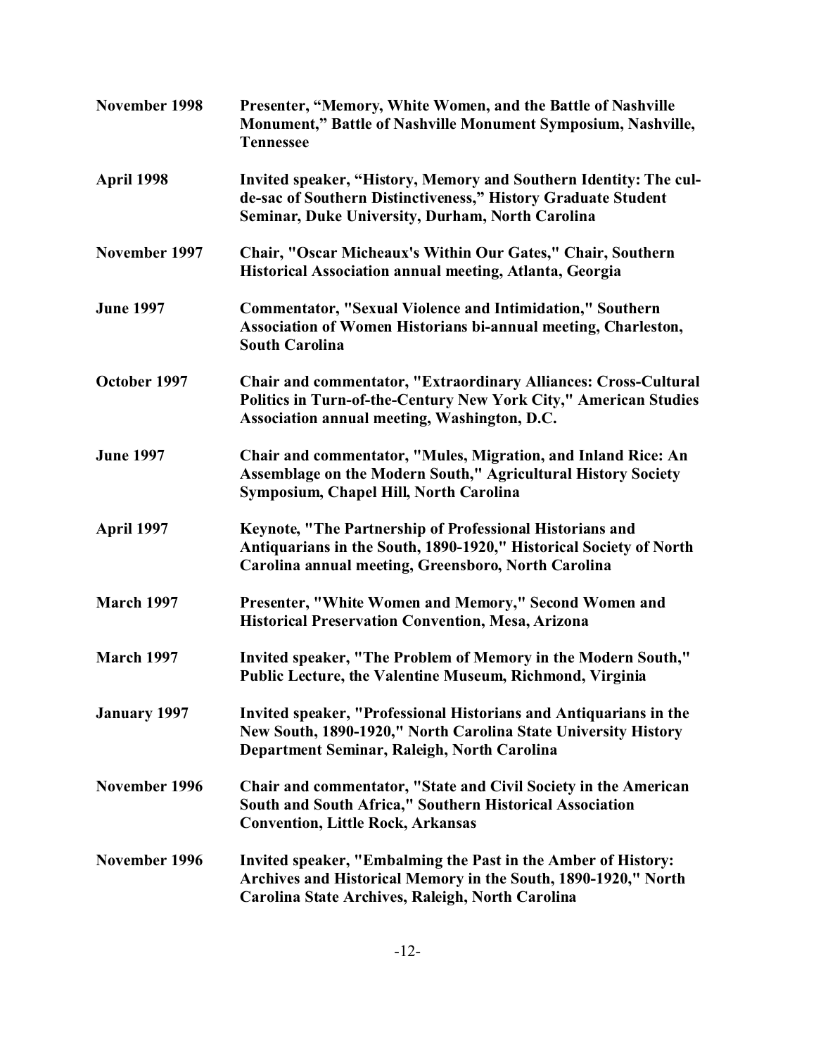**November 1998** **Presenter, "Memory, White Women, and the Battle of Nashville Monument," Battle of Nashville Monument Symposium, Nashville, Tennessee**

**April 1998** **Invited speaker, "History, Memory and Southern Identity: The cul-de-sac of Southern Distinctiveness," History Graduate Student Seminar, Duke University, Durham, North Carolina**

**November 1997** **Chair, "Oscar Micheaux's Within Our Gates," Chair, Southern Historical Association annual meeting, Atlanta, Georgia**

**June 1997** **Commentator, "Sexual Violence and Intimidation," Southern Association of Women Historians bi-annual meeting, Charleston, South Carolina**

**October 1997** **Chair and commentator, "Extraordinary Alliances: Cross-Cultural Politics in Turn-of-the-Century New York City," American Studies Association annual meeting, Washington, D.C.**

**June 1997** **Chair and commentator, "Mules, Migration, and Inland Rice: An Assemblage on the Modern South," Agricultural History Society Symposium, Chapel Hill, North Carolina**

**April 1997** **Keynote, "The Partnership of Professional Historians and Antiquarians in the South, 1890-1920," Historical Society of North Carolina annual meeting, Greensboro, North Carolina**

**March 1997** **Presenter, "White Women and Memory," Second Women and Historical Preservation Convention, Mesa, Arizona**

**March 1997** **Invited speaker, "The Problem of Memory in the Modern South," Public Lecture, the Valentine Museum, Richmond, Virginia**

**January 1997** **Invited speaker, "Professional Historians and Antiquarians in the New South, 1890-1920," North Carolina State University History Department Seminar, Raleigh, North Carolina**

**November 1996** **Chair and commentator, "State and Civil Society in the American South and South Africa," Southern Historical Association Convention, Little Rock, Arkansas**

**November 1996** **Invited speaker, "Embalming the Past in the Amber of History: Archives and Historical Memory in the South, 1890-1920," North Carolina State Archives, Raleigh, North Carolina**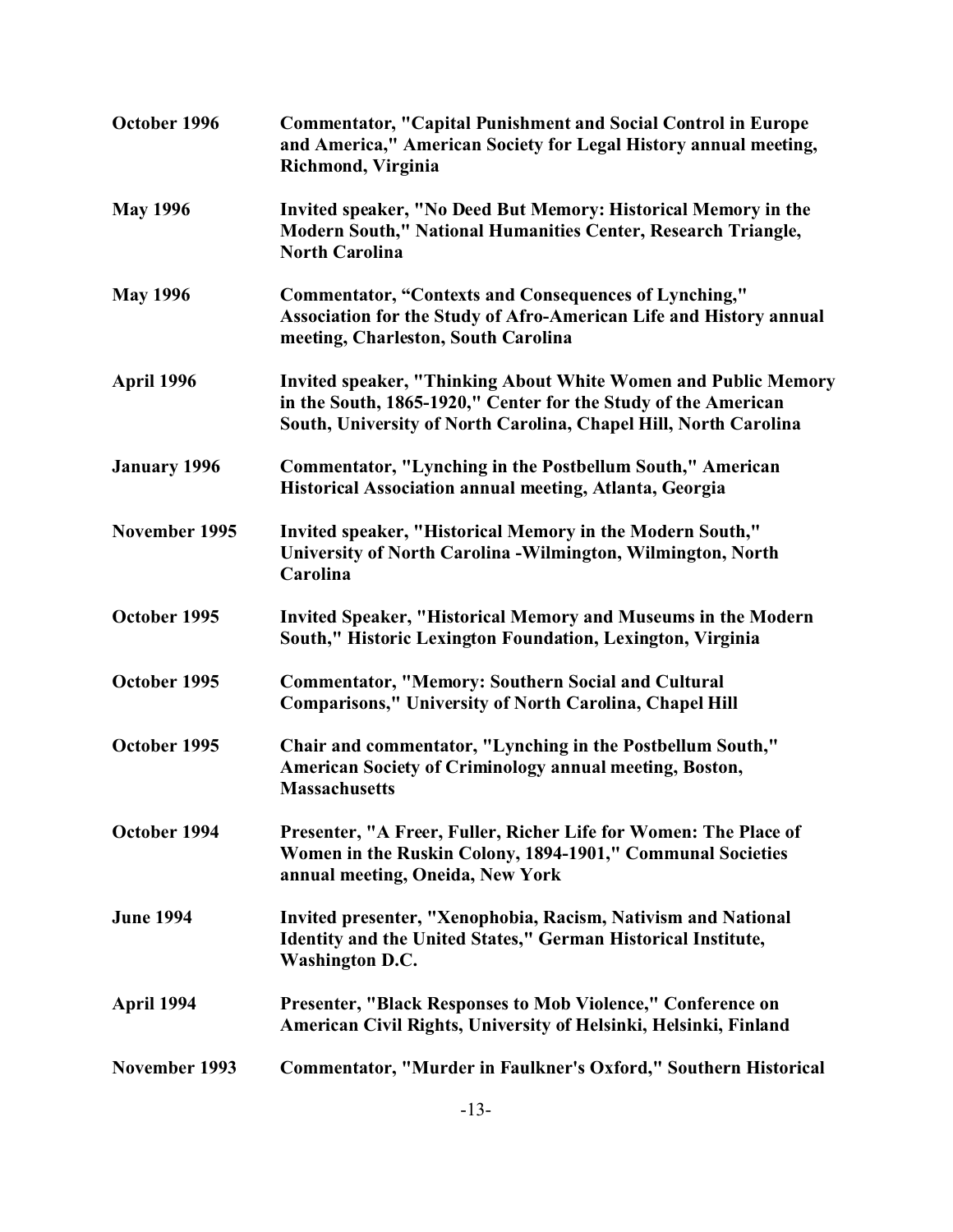**October 1996** **Commentator, "Capital Punishment and Social Control in Europe and America," American Society for Legal History annual meeting, Richmond, Virginia**

**May 1996** **Invited speaker, "No Deed But Memory: Historical Memory in the Modern South," National Humanities Center, Research Triangle, North Carolina**

**May 1996** **Commentator, "Contexts and Consequences of Lynching," Association for the Study of Afro-American Life and History annual meeting, Charleston, South Carolina**

**April 1996** **Invited speaker, "Thinking About White Women and Public Memory in the South, 1865-1920," Center for the Study of the American South, University of North Carolina, Chapel Hill, North Carolina**

**January 1996** **Commentator, "Lynching in the Postbellum South," American Historical Association annual meeting, Atlanta, Georgia**

**November 1995** **Invited speaker, "Historical Memory in the Modern South," University of North Carolina -Wilmington, Wilmington, North Carolina**

**October 1995** **Invited Speaker, "Historical Memory and Museums in the Modern South," Historic Lexington Foundation, Lexington, Virginia**

**October 1995** **Commentator, "Memory: Southern Social and Cultural Comparisons," University of North Carolina, Chapel Hill**

**October 1995** **Chair and commentator, "Lynching in the Postbellum South," American Society of Criminology annual meeting, Boston, Massachusetts**

**October 1994** **Presenter, "A Freer, Fuller, Richer Life for Women: The Place of Women in the Ruskin Colony, 1894-1901," Communal Societies annual meeting, Oneida, New York**

**June 1994** **Invited presenter, "Xenophobia, Racism, Nativism and National Identity and the United States," German Historical Institute, Washington D.C.**

**April 1994** **Presenter, "Black Responses to Mob Violence," Conference on American Civil Rights, University of Helsinki, Helsinki, Finland**

**November 1993** **Commentator, "Murder in Faulkner's Oxford," Southern Historical**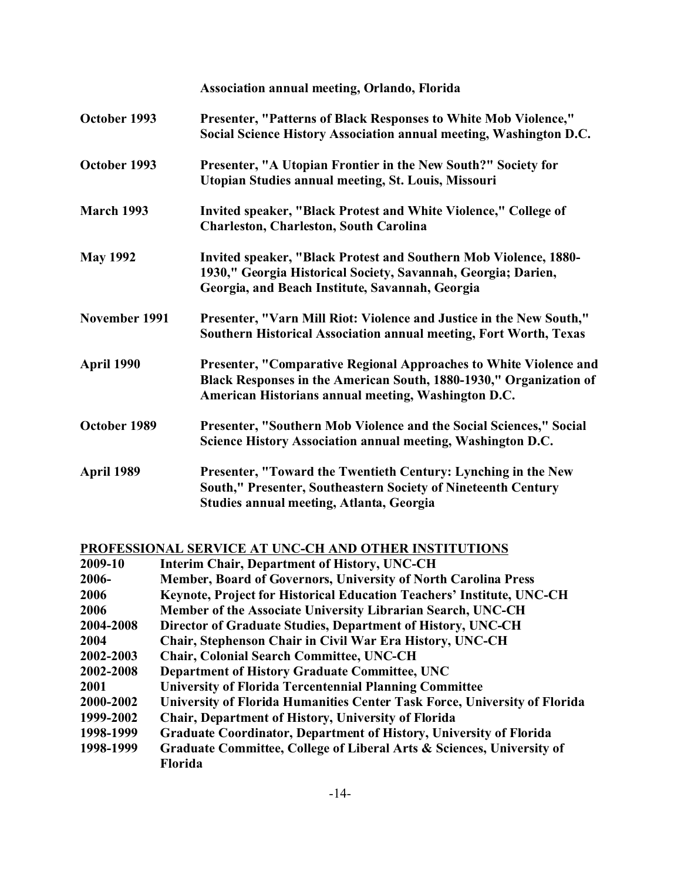**Association annual meeting, Orlando, Florida**

| | |
|---|---|
| **October 1993** | **Presenter, "Patterns of Black Responses to White Mob Violence," Social Science History Association annual meeting, Washington D.C.** |
| **October 1993** | **Presenter, "A Utopian Frontier in the New South?" Society for Utopian Studies annual meeting, St. Louis, Missouri** |
| **March 1993** | **Invited speaker, "Black Protest and White Violence," College of Charleston, Charleston, South Carolina** |
| **May 1992** | **Invited speaker, "Black Protest and Southern Mob Violence, 1880-1930," Georgia Historical Society, Savannah, Georgia; Darien, Georgia, and Beach Institute, Savannah, Georgia** |
| **November 1991** | **Presenter, "Varn Mill Riot: Violence and Justice in the New South," Southern Historical Association annual meeting, Fort Worth, Texas** |
| **April 1990** | **Presenter, "Comparative Regional Approaches to White Violence and Black Responses in the American South, 1880-1930," Organization of American Historians annual meeting, Washington D.C.** |
| **October 1989** | **Presenter, "Southern Mob Violence and the Social Sciences," Social Science History Association annual meeting, Washington D.C.** |
| **April 1989** | **Presenter, "Toward the Twentieth Century: Lynching in the New South," Presenter, Southeastern Society of Nineteenth Century Studies annual meeting, Atlanta, Georgia** |

## PROFESSIONAL SERVICE AT UNC-CH AND OTHER INSTITUTIONS

| | |
|---|---|
| **2009-10** | **Interim Chair, Department of History, UNC-CH** |
| **2006-** | **Member, Board of Governors, University of North Carolina Press** |
| **2006** | **Keynote, Project for Historical Education Teachers' Institute, UNC-CH** |
| **2006** | **Member of the Associate University Librarian Search, UNC-CH** |
| **2004-2008** | **Director of Graduate Studies, Department of History, UNC-CH** |
| **2004** | **Chair, Stephenson Chair in Civil War Era History, UNC-CH** |
| **2002-2003** | **Chair, Colonial Search Committee, UNC-CH** |
| **2002-2008** | **Department of History Graduate Committee, UNC** |
| **2001** | **University of Florida Tercentennial Planning Committee** |
| **2000-2002** | **University of Florida Humanities Center Task Force, University of Florida** |
| **1999-2002** | **Chair, Department of History, University of Florida** |
| **1998-1999** | **Graduate Coordinator, Department of History, University of Florida** |
| **1998-1999** | **Graduate Committee, College of Liberal Arts & Sciences, University of Florida** |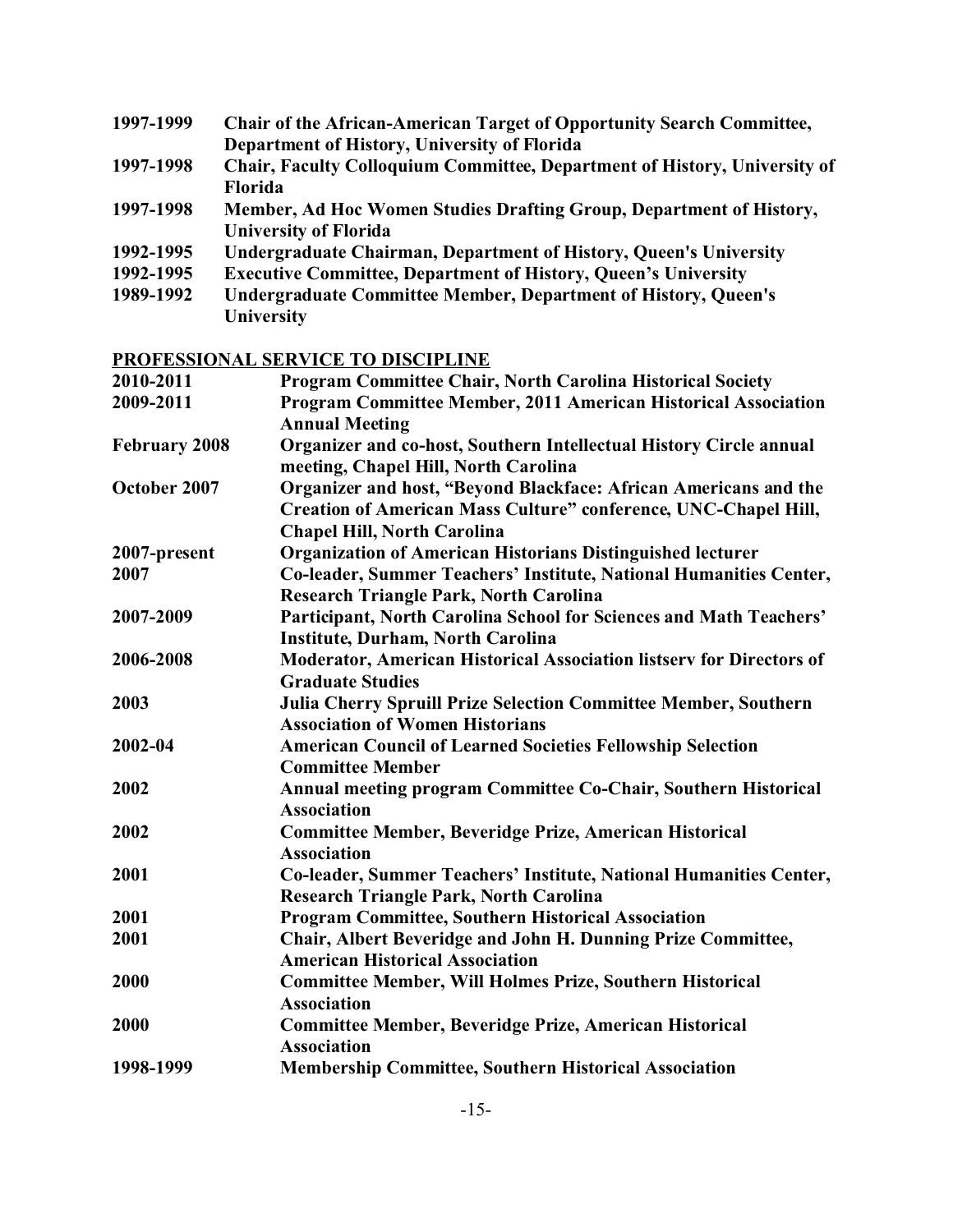**1997-1999** **Chair of the African-American Target of Opportunity Search Committee, Department of History, University of Florida**

**1997-1998** **Chair, Faculty Colloquium Committee, Department of History, University of Florida**

**1997-1998** **Member, Ad Hoc Women Studies Drafting Group, Department of History, University of Florida**

**1992-1995** **Undergraduate Chairman, Department of History, Queen's University**

**1992-1995** **Executive Committee, Department of History, Queen's University**

**1989-1992** **Undergraduate Committee Member, Department of History, Queen's University**

## PROFESSIONAL SERVICE TO DISCIPLINE

**2010-2011** **Program Committee Chair, North Carolina Historical Society**

**2009-2011** **Program Committee Member, 2011 American Historical Association Annual Meeting**

**February 2008** **Organizer and co-host, Southern Intellectual History Circle annual meeting, Chapel Hill, North Carolina**

**October 2007** **Organizer and host, "Beyond Blackface: African Americans and the Creation of American Mass Culture" conference, UNC-Chapel Hill, Chapel Hill, North Carolina**

**2007-present** **Organization of American Historians Distinguished lecturer**

**2007** **Co-leader, Summer Teachers' Institute, National Humanities Center, Research Triangle Park, North Carolina**

**2007-2009** **Participant, North Carolina School for Sciences and Math Teachers' Institute, Durham, North Carolina**

**2006-2008** **Moderator, American Historical Association listserv for Directors of Graduate Studies**

**2003** **Julia Cherry Spruill Prize Selection Committee Member, Southern Association of Women Historians**

**2002-04** **American Council of Learned Societies Fellowship Selection Committee Member**

**2002** **Annual meeting program Committee Co-Chair, Southern Historical Association**

**2002** **Committee Member, Beveridge Prize, American Historical Association**

**2001** **Co-leader, Summer Teachers' Institute, National Humanities Center, Research Triangle Park, North Carolina**

**2001** **Program Committee, Southern Historical Association**

**2001** **Chair, Albert Beveridge and John H. Dunning Prize Committee, American Historical Association**

**2000** **Committee Member, Will Holmes Prize, Southern Historical Association**

**2000** **Committee Member, Beveridge Prize, American Historical Association**

**1998-1999** **Membership Committee, Southern Historical Association**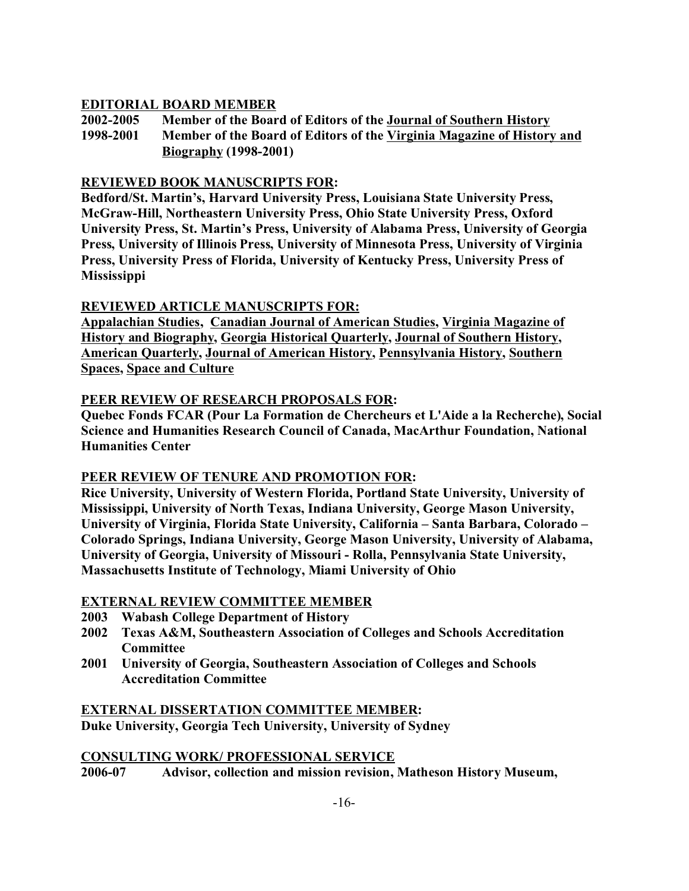## EDITORIAL BOARD MEMBER

**2002-2005 Member of the Board of Editors of the Journal of Southern History**

**1998-2001 Member of the Board of Editors of the Virginia Magazine of History and Biography (1998-2001)**

## REVIEWED BOOK MANUSCRIPTS FOR:

**Bedford/St. Martin's, Harvard University Press, Louisiana State University Press, McGraw-Hill, Northeastern University Press, Ohio State University Press, Oxford University Press, St. Martin's Press, University of Alabama Press, University of Georgia Press, University of Illinois Press, University of Minnesota Press, University of Virginia Press, University Press of Florida, University of Kentucky Press, University Press of Mississippi**

## REVIEWED ARTICLE MANUSCRIPTS FOR:

**Appalachian Studies, Canadian Journal of American Studies, Virginia Magazine of History and Biography, Georgia Historical Quarterly, Journal of Southern History, American Quarterly, Journal of American History, Pennsylvania History, Southern Spaces, Space and Culture**

## PEER REVIEW OF RESEARCH PROPOSALS FOR:

**Quebec Fonds FCAR (Pour La Formation de Chercheurs et L'Aide a la Recherche), Social Science and Humanities Research Council of Canada, MacArthur Foundation, National Humanities Center**

## PEER REVIEW OF TENURE AND PROMOTION FOR:

**Rice University, University of Western Florida, Portland State University, University of Mississippi, University of North Texas, Indiana University, George Mason University, University of Virginia, Florida State University, California – Santa Barbara, Colorado – Colorado Springs, Indiana University, George Mason University, University of Alabama, University of Georgia, University of Missouri - Rolla, Pennsylvania State University, Massachusetts Institute of Technology, Miami University of Ohio**

## EXTERNAL REVIEW COMMITTEE MEMBER

- **2003 Wabash College Department of History**
- **2002 Texas A&M, Southeastern Association of Colleges and Schools Accreditation Committee**
- **2001 University of Georgia, Southeastern Association of Colleges and Schools Accreditation Committee**

## EXTERNAL DISSERTATION COMMITTEE MEMBER:

**Duke University, Georgia Tech University, University of Sydney**

## CONSULTING WORK/ PROFESSIONAL SERVICE

**2006-07 Advisor, collection and mission revision, Matheson History Museum,**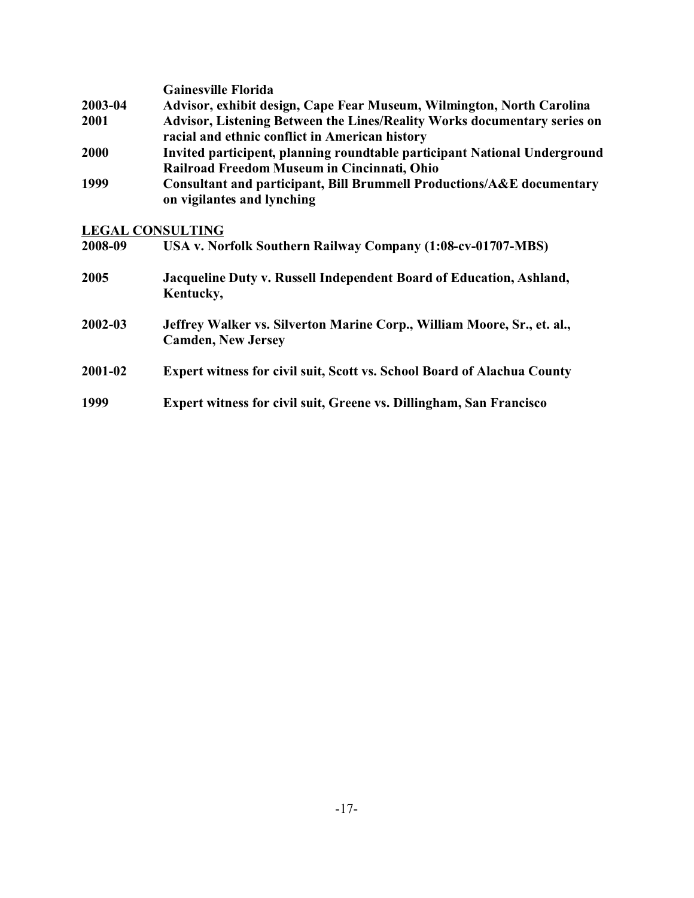**Gainesville Florida**

**2003-04** **Advisor, exhibit design, Cape Fear Museum, Wilmington, North Carolina**

**2001** **Advisor, Listening Between the Lines/Reality Works documentary series on racial and ethnic conflict in American history**

**2000** **Invited participent, planning roundtable participant National Underground Railroad Freedom Museum in Cincinnati, Ohio**

**1999** **Consultant and participant, Bill Brummell Productions/A&E documentary on vigilantes and lynching**

## LEGAL CONSULTING

**2008-09** **USA v. Norfolk Southern Railway Company (1:08-cv-01707-MBS)**

**2005** **Jacqueline Duty v. Russell Independent Board of Education, Ashland, Kentucky,**

**2002-03** **Jeffrey Walker vs. Silverton Marine Corp., William Moore, Sr., et. al., Camden, New Jersey**

**2001-02** **Expert witness for civil suit, Scott vs. School Board of Alachua County**

**1999** **Expert witness for civil suit, Greene vs. Dillingham, San Francisco**